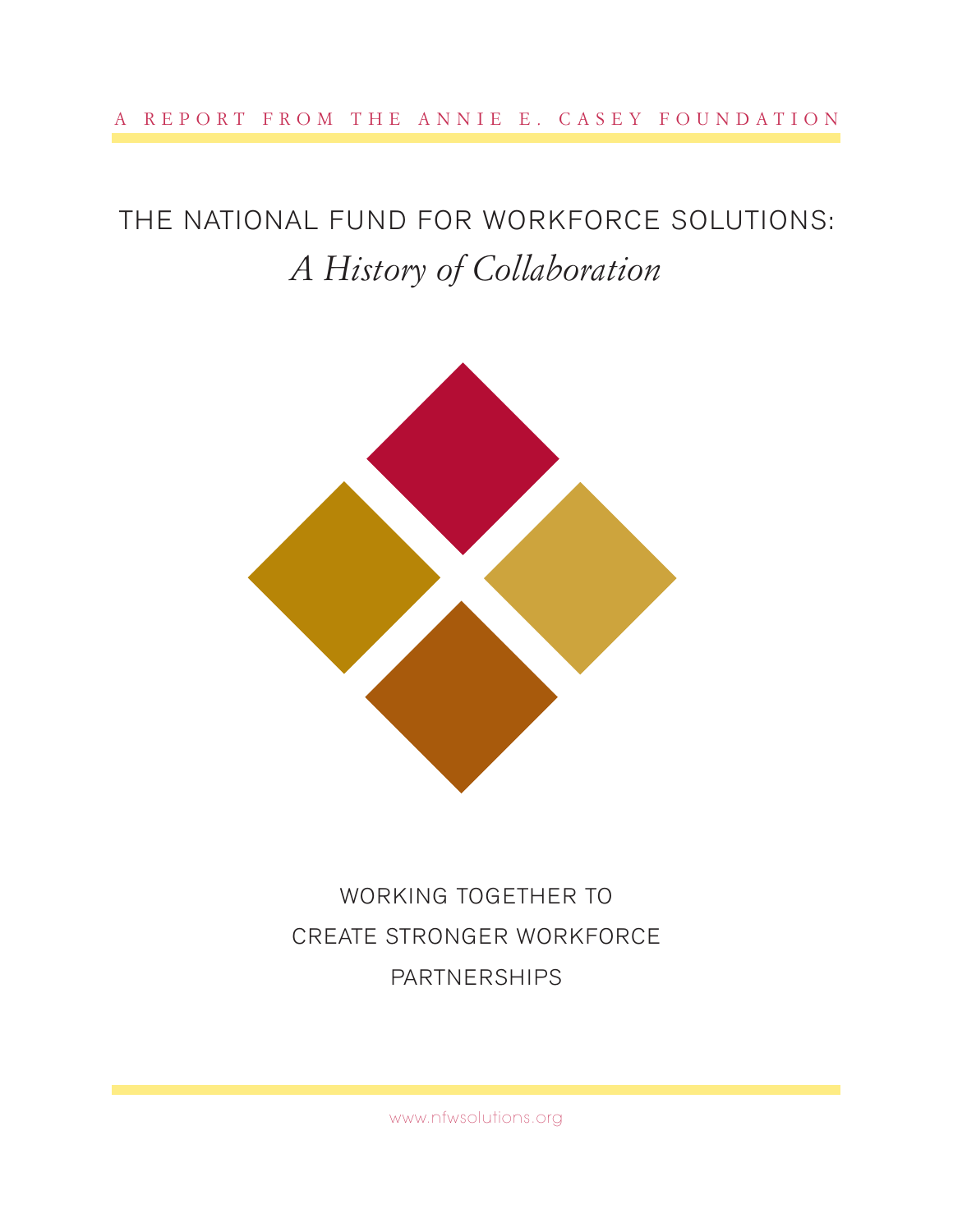A REPORT FROM THE ANNIE E. CASEY FOUNDATION

# THE NATIONAL FUND FOR WORKFORCE SOLUTIONS:
## *A History of Collaboration*

WORKING TOGETHER TO
CREATE STRONGER WORKFORCE
PARTNERSHIPS

www.nfwsolutions.org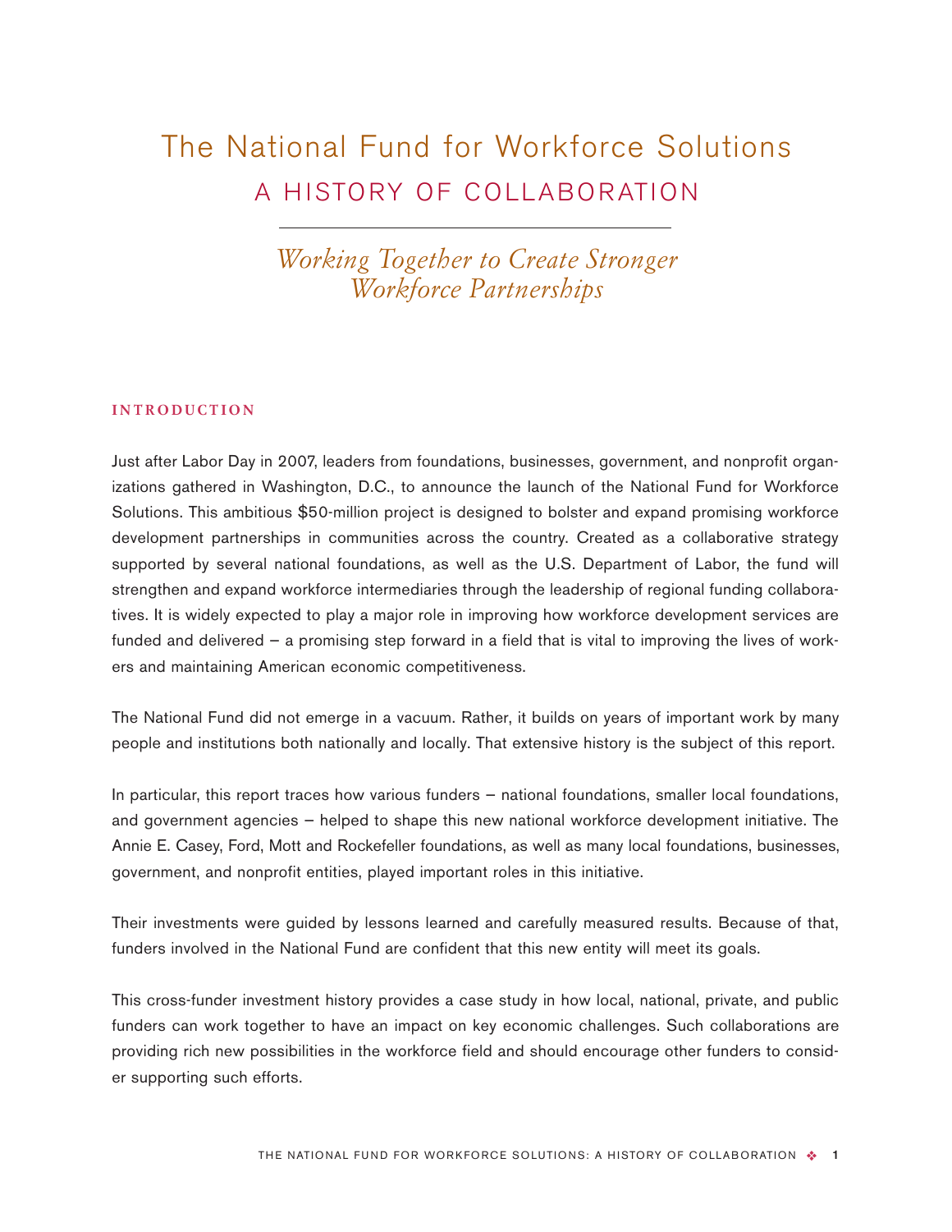# The National Fund for Workforce Solutions

## A HISTORY OF COLLABORATION

*Working Together to Create Stronger Workforce Partnerships*

### INTRODUCTION

Just after Labor Day in 2007, leaders from foundations, businesses, government, and nonprofit organizations gathered in Washington, D.C., to announce the launch of the National Fund for Workforce Solutions. This ambitious $50-million project is designed to bolster and expand promising workforce development partnerships in communities across the country. Created as a collaborative strategy supported by several national foundations, as well as the U.S. Department of Labor, the fund will strengthen and expand workforce intermediaries through the leadership of regional funding collaboratives. It is widely expected to play a major role in improving how workforce development services are funded and delivered – a promising step forward in a field that is vital to improving the lives of workers and maintaining American economic competitiveness.

The National Fund did not emerge in a vacuum. Rather, it builds on years of important work by many people and institutions both nationally and locally. That extensive history is the subject of this report.

In particular, this report traces how various funders – national foundations, smaller local foundations, and government agencies – helped to shape this new national workforce development initiative. The Annie E. Casey, Ford, Mott and Rockefeller foundations, as well as many local foundations, businesses, government, and nonprofit entities, played important roles in this initiative.

Their investments were guided by lessons learned and carefully measured results. Because of that, funders involved in the National Fund are confident that this new entity will meet its goals.

This cross-funder investment history provides a case study in how local, national, private, and public funders can work together to have an impact on key economic challenges. Such collaborations are providing rich new possibilities in the workforce field and should encourage other funders to consider supporting such efforts.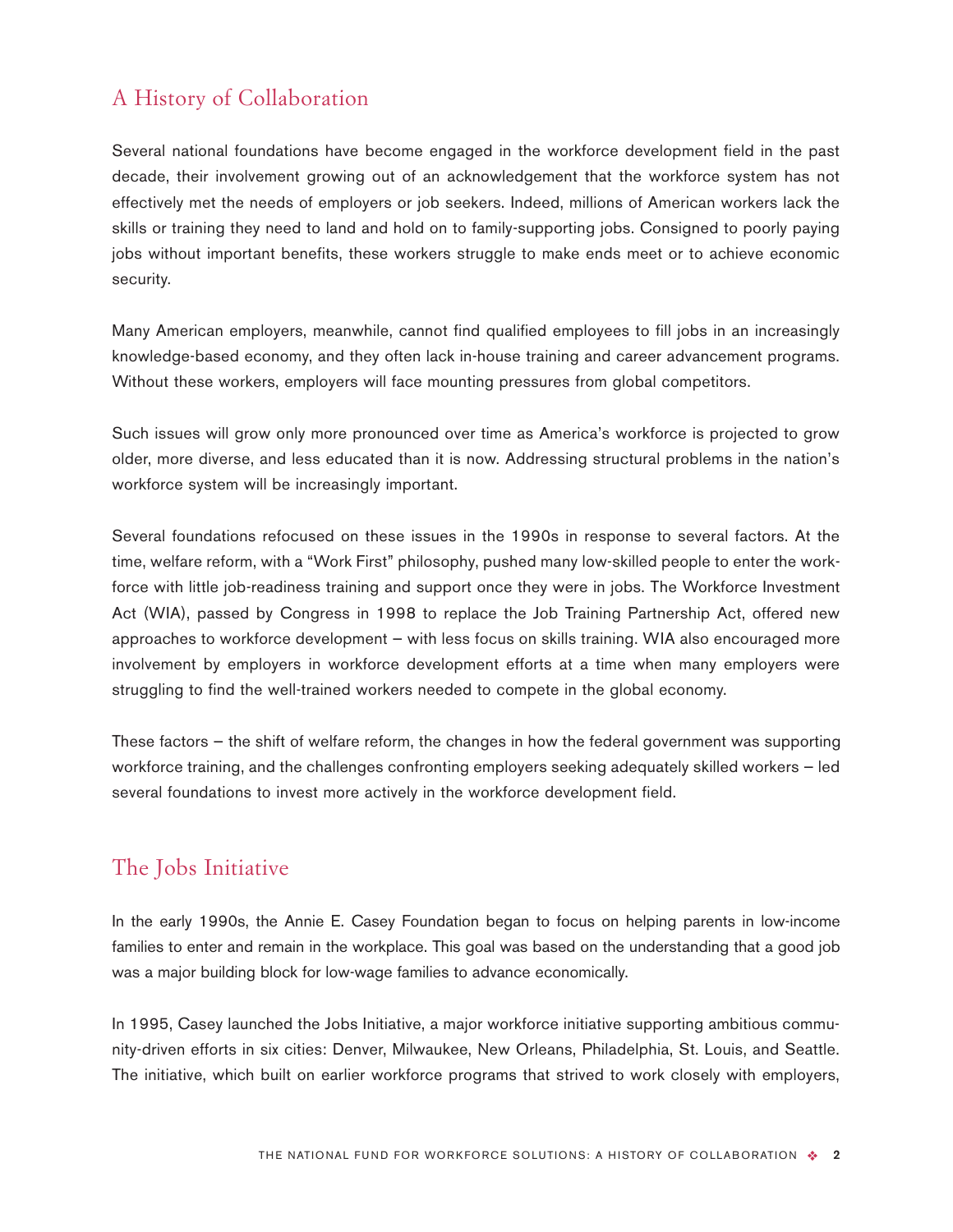## A History of Collaboration

Several national foundations have become engaged in the workforce development field in the past decade, their involvement growing out of an acknowledgement that the workforce system has not effectively met the needs of employers or job seekers. Indeed, millions of American workers lack the skills or training they need to land and hold on to family-supporting jobs. Consigned to poorly paying jobs without important benefits, these workers struggle to make ends meet or to achieve economic security.

Many American employers, meanwhile, cannot find qualified employees to fill jobs in an increasingly knowledge-based economy, and they often lack in-house training and career advancement programs. Without these workers, employers will face mounting pressures from global competitors.

Such issues will grow only more pronounced over time as America's workforce is projected to grow older, more diverse, and less educated than it is now. Addressing structural problems in the nation's workforce system will be increasingly important.

Several foundations refocused on these issues in the 1990s in response to several factors. At the time, welfare reform, with a "Work First" philosophy, pushed many low-skilled people to enter the workforce with little job-readiness training and support once they were in jobs. The Workforce Investment Act (WIA), passed by Congress in 1998 to replace the Job Training Partnership Act, offered new approaches to workforce development – with less focus on skills training. WIA also encouraged more involvement by employers in workforce development efforts at a time when many employers were struggling to find the well-trained workers needed to compete in the global economy.

These factors – the shift of welfare reform, the changes in how the federal government was supporting workforce training, and the challenges confronting employers seeking adequately skilled workers – led several foundations to invest more actively in the workforce development field.

## The Jobs Initiative

In the early 1990s, the Annie E. Casey Foundation began to focus on helping parents in low-income families to enter and remain in the workplace. This goal was based on the understanding that a good job was a major building block for low-wage families to advance economically.

In 1995, Casey launched the Jobs Initiative, a major workforce initiative supporting ambitious community-driven efforts in six cities: Denver, Milwaukee, New Orleans, Philadelphia, St. Louis, and Seattle. The initiative, which built on earlier workforce programs that strived to work closely with employers,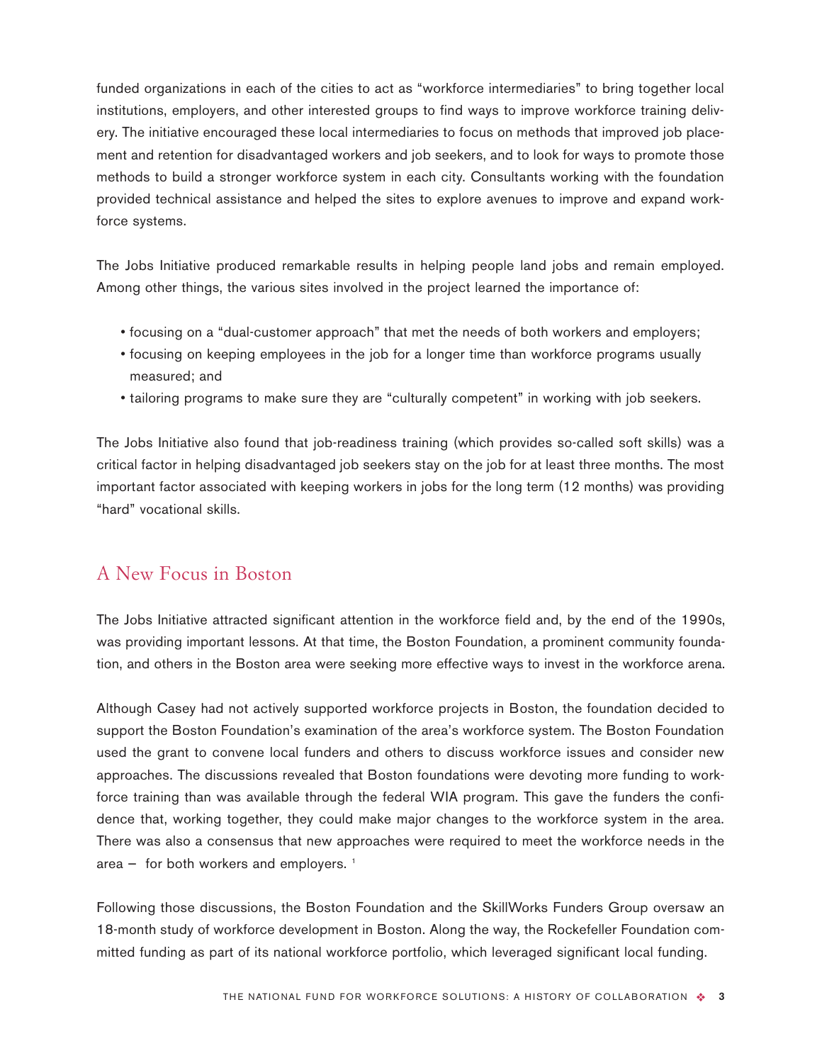funded organizations in each of the cities to act as "workforce intermediaries" to bring together local institutions, employers, and other interested groups to find ways to improve workforce training delivery. The initiative encouraged these local intermediaries to focus on methods that improved job placement and retention for disadvantaged workers and job seekers, and to look for ways to promote those methods to build a stronger workforce system in each city. Consultants working with the foundation provided technical assistance and helped the sites to explore avenues to improve and expand workforce systems.

The Jobs Initiative produced remarkable results in helping people land jobs and remain employed. Among other things, the various sites involved in the project learned the importance of:

- focusing on a "dual-customer approach" that met the needs of both workers and employers;
- focusing on keeping employees in the job for a longer time than workforce programs usually measured; and
- tailoring programs to make sure they are "culturally competent" in working with job seekers.

The Jobs Initiative also found that job-readiness training (which provides so-called soft skills) was a critical factor in helping disadvantaged job seekers stay on the job for at least three months. The most important factor associated with keeping workers in jobs for the long term (12 months) was providing "hard" vocational skills.

## A New Focus in Boston

The Jobs Initiative attracted significant attention in the workforce field and, by the end of the 1990s, was providing important lessons. At that time, the Boston Foundation, a prominent community foundation, and others in the Boston area were seeking more effective ways to invest in the workforce arena.

Although Casey had not actively supported workforce projects in Boston, the foundation decided to support the Boston Foundation's examination of the area's workforce system. The Boston Foundation used the grant to convene local funders and others to discuss workforce issues and consider new approaches. The discussions revealed that Boston foundations were devoting more funding to workforce training than was available through the federal WIA program. This gave the funders the confidence that, working together, they could make major changes to the workforce system in the area. There was also a consensus that new approaches were required to meet the workforce needs in the area – for both workers and employers. [1]

Following those discussions, the Boston Foundation and the SkillWorks Funders Group oversaw an 18-month study of workforce development in Boston. Along the way, the Rockefeller Foundation committed funding as part of its national workforce portfolio, which leveraged significant local funding.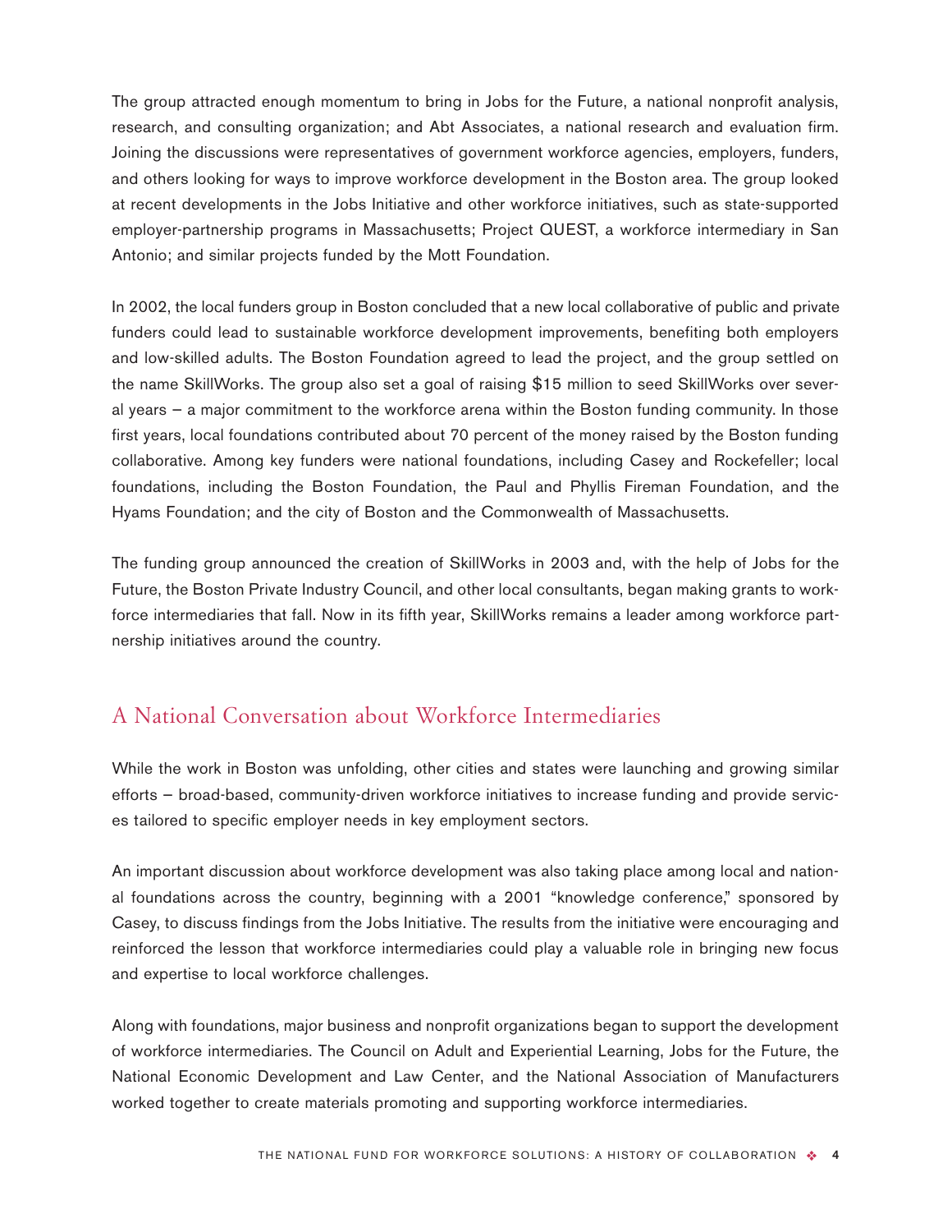The group attracted enough momentum to bring in Jobs for the Future, a national nonprofit analysis, research, and consulting organization; and Abt Associates, a national research and evaluation firm. Joining the discussions were representatives of government workforce agencies, employers, funders, and others looking for ways to improve workforce development in the Boston area. The group looked at recent developments in the Jobs Initiative and other workforce initiatives, such as state-supported employer-partnership programs in Massachusetts; Project QUEST, a workforce intermediary in San Antonio; and similar projects funded by the Mott Foundation.

In 2002, the local funders group in Boston concluded that a new local collaborative of public and private funders could lead to sustainable workforce development improvements, benefiting both employers and low-skilled adults. The Boston Foundation agreed to lead the project, and the group settled on the name SkillWorks. The group also set a goal of raising $15 million to seed SkillWorks over several years – a major commitment to the workforce arena within the Boston funding community. In those first years, local foundations contributed about 70 percent of the money raised by the Boston funding collaborative. Among key funders were national foundations, including Casey and Rockefeller; local foundations, including the Boston Foundation, the Paul and Phyllis Fireman Foundation, and the Hyams Foundation; and the city of Boston and the Commonwealth of Massachusetts.

The funding group announced the creation of SkillWorks in 2003 and, with the help of Jobs for the Future, the Boston Private Industry Council, and other local consultants, began making grants to workforce intermediaries that fall. Now in its fifth year, SkillWorks remains a leader among workforce partnership initiatives around the country.

## A National Conversation about Workforce Intermediaries

While the work in Boston was unfolding, other cities and states were launching and growing similar efforts – broad-based, community-driven workforce initiatives to increase funding and provide services tailored to specific employer needs in key employment sectors.

An important discussion about workforce development was also taking place among local and national foundations across the country, beginning with a 2001 "knowledge conference," sponsored by Casey, to discuss findings from the Jobs Initiative. The results from the initiative were encouraging and reinforced the lesson that workforce intermediaries could play a valuable role in bringing new focus and expertise to local workforce challenges.

Along with foundations, major business and nonprofit organizations began to support the development of workforce intermediaries. The Council on Adult and Experiential Learning, Jobs for the Future, the National Economic Development and Law Center, and the National Association of Manufacturers worked together to create materials promoting and supporting workforce intermediaries.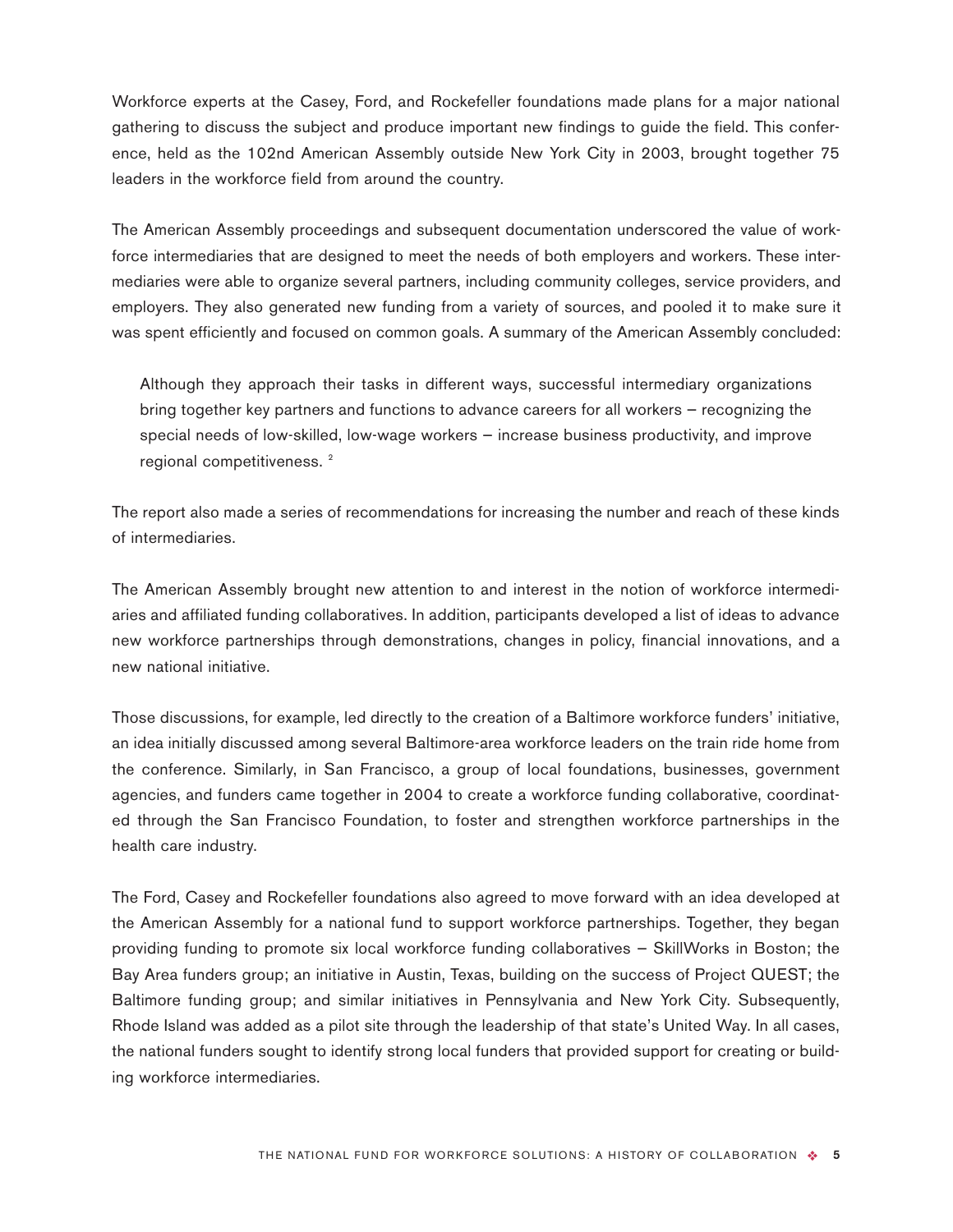Workforce experts at the Casey, Ford, and Rockefeller foundations made plans for a major national gathering to discuss the subject and produce important new findings to guide the field. This conference, held as the 102nd American Assembly outside New York City in 2003, brought together 75 leaders in the workforce field from around the country.

The American Assembly proceedings and subsequent documentation underscored the value of workforce intermediaries that are designed to meet the needs of both employers and workers. These intermediaries were able to organize several partners, including community colleges, service providers, and employers. They also generated new funding from a variety of sources, and pooled it to make sure it was spent efficiently and focused on common goals. A summary of the American Assembly concluded:

> Although they approach their tasks in different ways, successful intermediary organizations bring together key partners and functions to advance careers for all workers – recognizing the special needs of low-skilled, low-wage workers – increase business productivity, and improve regional competitiveness. [2]

The report also made a series of recommendations for increasing the number and reach of these kinds of intermediaries.

The American Assembly brought new attention to and interest in the notion of workforce intermediaries and affiliated funding collaboratives. In addition, participants developed a list of ideas to advance new workforce partnerships through demonstrations, changes in policy, financial innovations, and a new national initiative.

Those discussions, for example, led directly to the creation of a Baltimore workforce funders' initiative, an idea initially discussed among several Baltimore-area workforce leaders on the train ride home from the conference. Similarly, in San Francisco, a group of local foundations, businesses, government agencies, and funders came together in 2004 to create a workforce funding collaborative, coordinated through the San Francisco Foundation, to foster and strengthen workforce partnerships in the health care industry.

The Ford, Casey and Rockefeller foundations also agreed to move forward with an idea developed at the American Assembly for a national fund to support workforce partnerships. Together, they began providing funding to promote six local workforce funding collaboratives – SkillWorks in Boston; the Bay Area funders group; an initiative in Austin, Texas, building on the success of Project QUEST; the Baltimore funding group; and similar initiatives in Pennsylvania and New York City. Subsequently, Rhode Island was added as a pilot site through the leadership of that state's United Way. In all cases, the national funders sought to identify strong local funders that provided support for creating or building workforce intermediaries.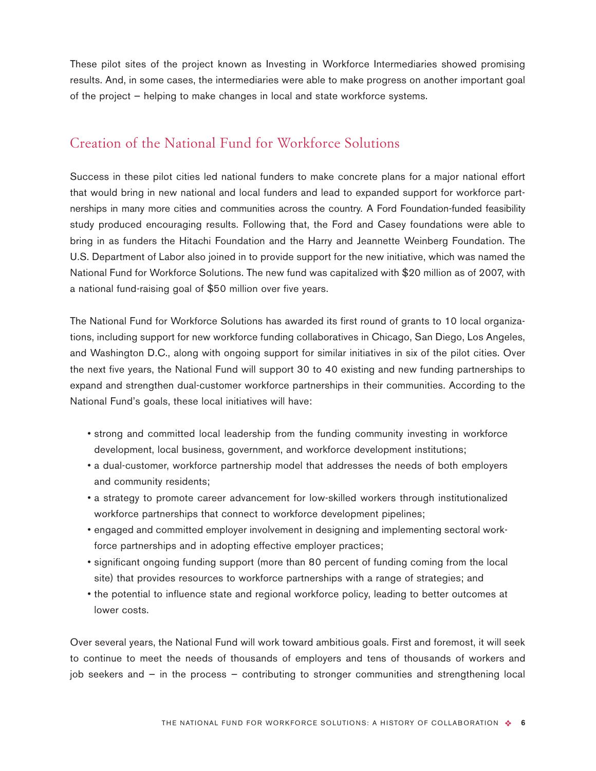These pilot sites of the project known as Investing in Workforce Intermediaries showed promising results. And, in some cases, the intermediaries were able to make progress on another important goal of the project – helping to make changes in local and state workforce systems.

## Creation of the National Fund for Workforce Solutions

Success in these pilot cities led national funders to make concrete plans for a major national effort that would bring in new national and local funders and lead to expanded support for workforce partnerships in many more cities and communities across the country. A Ford Foundation-funded feasibility study produced encouraging results. Following that, the Ford and Casey foundations were able to bring in as funders the Hitachi Foundation and the Harry and Jeannette Weinberg Foundation. The U.S. Department of Labor also joined in to provide support for the new initiative, which was named the National Fund for Workforce Solutions. The new fund was capitalized with $20 million as of 2007, with a national fund-raising goal of $50 million over five years.

The National Fund for Workforce Solutions has awarded its first round of grants to 10 local organizations, including support for new workforce funding collaboratives in Chicago, San Diego, Los Angeles, and Washington D.C., along with ongoing support for similar initiatives in six of the pilot cities. Over the next five years, the National Fund will support 30 to 40 existing and new funding partnerships to expand and strengthen dual-customer workforce partnerships in their communities. According to the National Fund's goals, these local initiatives will have:

- strong and committed local leadership from the funding community investing in workforce development, local business, government, and workforce development institutions;
- a dual-customer, workforce partnership model that addresses the needs of both employers and community residents;
- a strategy to promote career advancement for low-skilled workers through institutionalized workforce partnerships that connect to workforce development pipelines;
- engaged and committed employer involvement in designing and implementing sectoral workforce partnerships and in adopting effective employer practices;
- significant ongoing funding support (more than 80 percent of funding coming from the local site) that provides resources to workforce partnerships with a range of strategies; and
- the potential to influence state and regional workforce policy, leading to better outcomes at lower costs.

Over several years, the National Fund will work toward ambitious goals. First and foremost, it will seek to continue to meet the needs of thousands of employers and tens of thousands of workers and job seekers and – in the process – contributing to stronger communities and strengthening local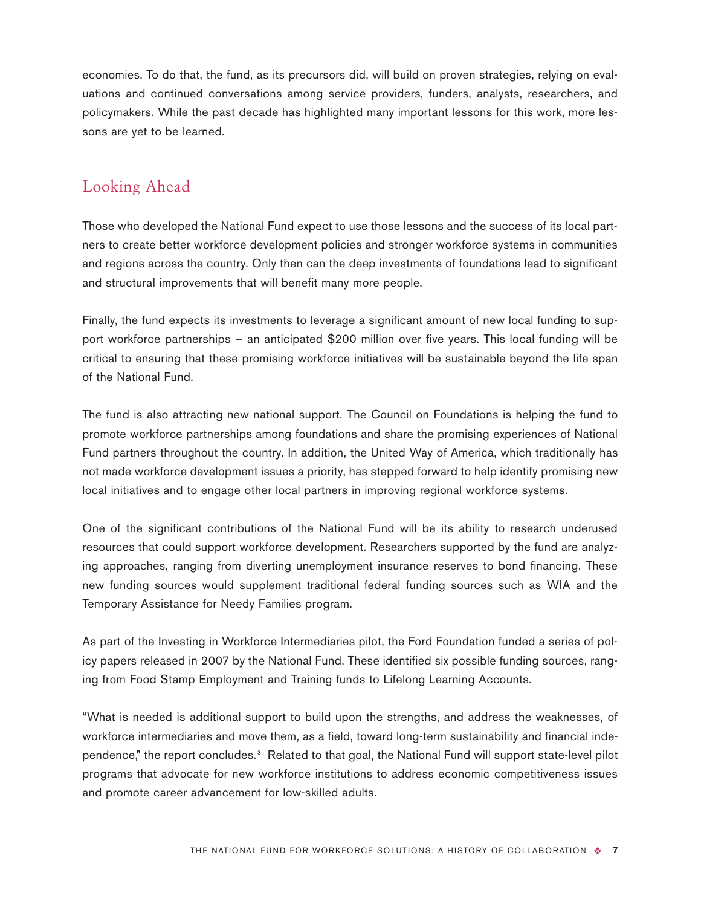economies. To do that, the fund, as its precursors did, will build on proven strategies, relying on evaluations and continued conversations among service providers, funders, analysts, researchers, and policymakers. While the past decade has highlighted many important lessons for this work, more lessons are yet to be learned.

## Looking Ahead

Those who developed the National Fund expect to use those lessons and the success of its local partners to create better workforce development policies and stronger workforce systems in communities and regions across the country. Only then can the deep investments of foundations lead to significant and structural improvements that will benefit many more people.

Finally, the fund expects its investments to leverage a significant amount of new local funding to support workforce partnerships – an anticipated $200 million over five years. This local funding will be critical to ensuring that these promising workforce initiatives will be sustainable beyond the life span of the National Fund.

The fund is also attracting new national support. The Council on Foundations is helping the fund to promote workforce partnerships among foundations and share the promising experiences of National Fund partners throughout the country. In addition, the United Way of America, which traditionally has not made workforce development issues a priority, has stepped forward to help identify promising new local initiatives and to engage other local partners in improving regional workforce systems.

One of the significant contributions of the National Fund will be its ability to research underused resources that could support workforce development. Researchers supported by the fund are analyzing approaches, ranging from diverting unemployment insurance reserves to bond financing. These new funding sources would supplement traditional federal funding sources such as WIA and the Temporary Assistance for Needy Families program.

As part of the Investing in Workforce Intermediaries pilot, the Ford Foundation funded a series of policy papers released in 2007 by the National Fund. These identified six possible funding sources, ranging from Food Stamp Employment and Training funds to Lifelong Learning Accounts.

"What is needed is additional support to build upon the strengths, and address the weaknesses, of workforce intermediaries and move them, as a field, toward long-term sustainability and financial independence," the report concludes.[3] Related to that goal, the National Fund will support state-level pilot programs that advocate for new workforce institutions to address economic competitiveness issues and promote career advancement for low-skilled adults.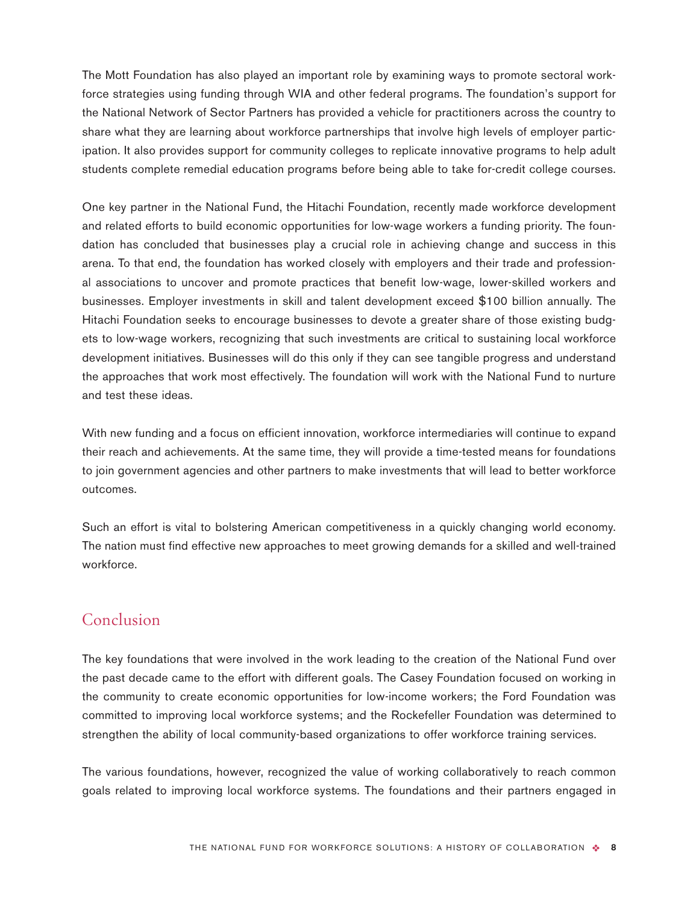The Mott Foundation has also played an important role by examining ways to promote sectoral workforce strategies using funding through WIA and other federal programs. The foundation's support for the National Network of Sector Partners has provided a vehicle for practitioners across the country to share what they are learning about workforce partnerships that involve high levels of employer participation. It also provides support for community colleges to replicate innovative programs to help adult students complete remedial education programs before being able to take for-credit college courses.

One key partner in the National Fund, the Hitachi Foundation, recently made workforce development and related efforts to build economic opportunities for low-wage workers a funding priority. The foundation has concluded that businesses play a crucial role in achieving change and success in this arena. To that end, the foundation has worked closely with employers and their trade and professional associations to uncover and promote practices that benefit low-wage, lower-skilled workers and businesses. Employer investments in skill and talent development exceed $100 billion annually. The Hitachi Foundation seeks to encourage businesses to devote a greater share of those existing budgets to low-wage workers, recognizing that such investments are critical to sustaining local workforce development initiatives. Businesses will do this only if they can see tangible progress and understand the approaches that work most effectively. The foundation will work with the National Fund to nurture and test these ideas.

With new funding and a focus on efficient innovation, workforce intermediaries will continue to expand their reach and achievements. At the same time, they will provide a time-tested means for foundations to join government agencies and other partners to make investments that will lead to better workforce outcomes.

Such an effort is vital to bolstering American competitiveness in a quickly changing world economy. The nation must find effective new approaches to meet growing demands for a skilled and well-trained workforce.

## Conclusion

The key foundations that were involved in the work leading to the creation of the National Fund over the past decade came to the effort with different goals. The Casey Foundation focused on working in the community to create economic opportunities for low-income workers; the Ford Foundation was committed to improving local workforce systems; and the Rockefeller Foundation was determined to strengthen the ability of local community-based organizations to offer workforce training services.

The various foundations, however, recognized the value of working collaboratively to reach common goals related to improving local workforce systems. The foundations and their partners engaged in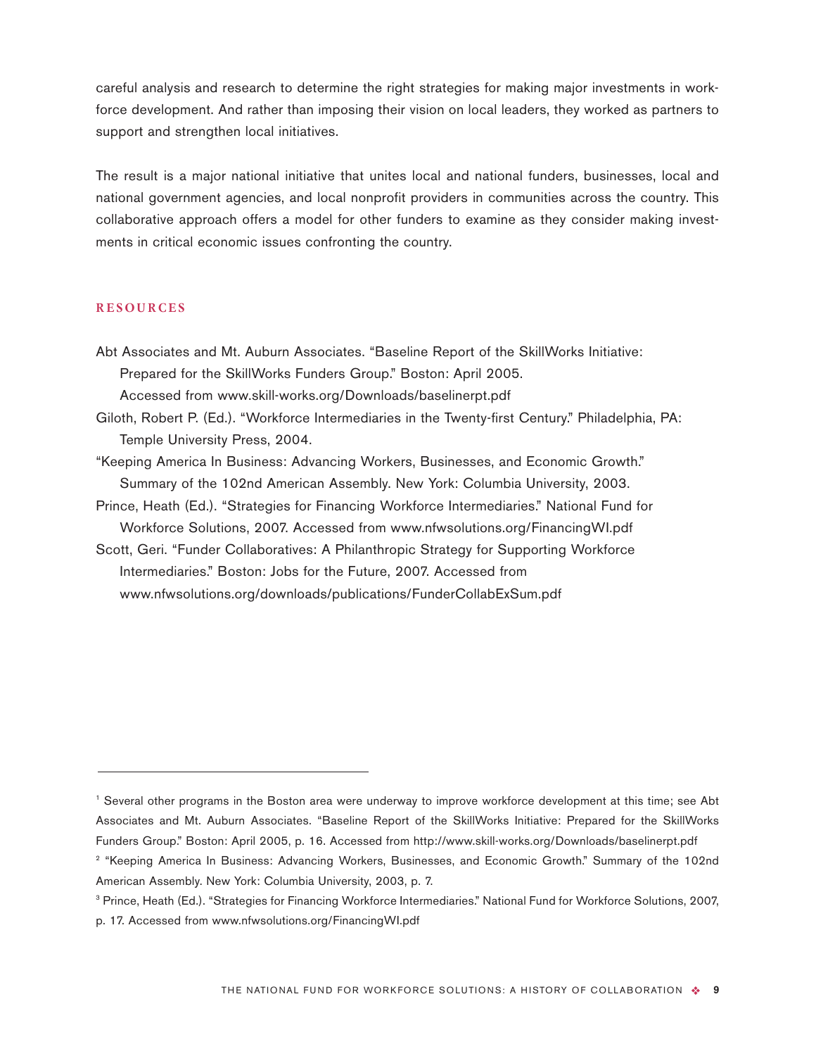careful analysis and research to determine the right strategies for making major investments in workforce development. And rather than imposing their vision on local leaders, they worked as partners to support and strengthen local initiatives.

The result is a major national initiative that unites local and national funders, businesses, local and national government agencies, and local nonprofit providers in communities across the country. This collaborative approach offers a model for other funders to examine as they consider making investments in critical economic issues confronting the country.

## RESOURCES

Abt Associates and Mt. Auburn Associates. "Baseline Report of the SkillWorks Initiative: Prepared for the SkillWorks Funders Group." Boston: April 2005. Accessed from www.skill-works.org/Downloads/baselinerpt.pdf

Giloth, Robert P. (Ed.). "Workforce Intermediaries in the Twenty-first Century." Philadelphia, PA: Temple University Press, 2004.

"Keeping America In Business: Advancing Workers, Businesses, and Economic Growth." Summary of the 102nd American Assembly. New York: Columbia University, 2003.

Prince, Heath (Ed.). "Strategies for Financing Workforce Intermediaries." National Fund for Workforce Solutions, 2007. Accessed from www.nfwsolutions.org/FinancingWI.pdf

Scott, Geri. "Funder Collaboratives: A Philanthropic Strategy for Supporting Workforce Intermediaries." Boston: Jobs for the Future, 2007. Accessed from www.nfwsolutions.org/downloads/publications/FunderCollabExSum.pdf

---

[1] Several other programs in the Boston area were underway to improve workforce development at this time; see Abt Associates and Mt. Auburn Associates. "Baseline Report of the SkillWorks Initiative: Prepared for the SkillWorks Funders Group." Boston: April 2005, p. 16. Accessed from http://www.skill-works.org/Downloads/baselinerpt.pdf

[2] "Keeping America In Business: Advancing Workers, Businesses, and Economic Growth." Summary of the 102nd American Assembly. New York: Columbia University, 2003, p. 7.

[3] Prince, Heath (Ed.). "Strategies for Financing Workforce Intermediaries." National Fund for Workforce Solutions, 2007, p. 17. Accessed from www.nfwsolutions.org/FinancingWI.pdf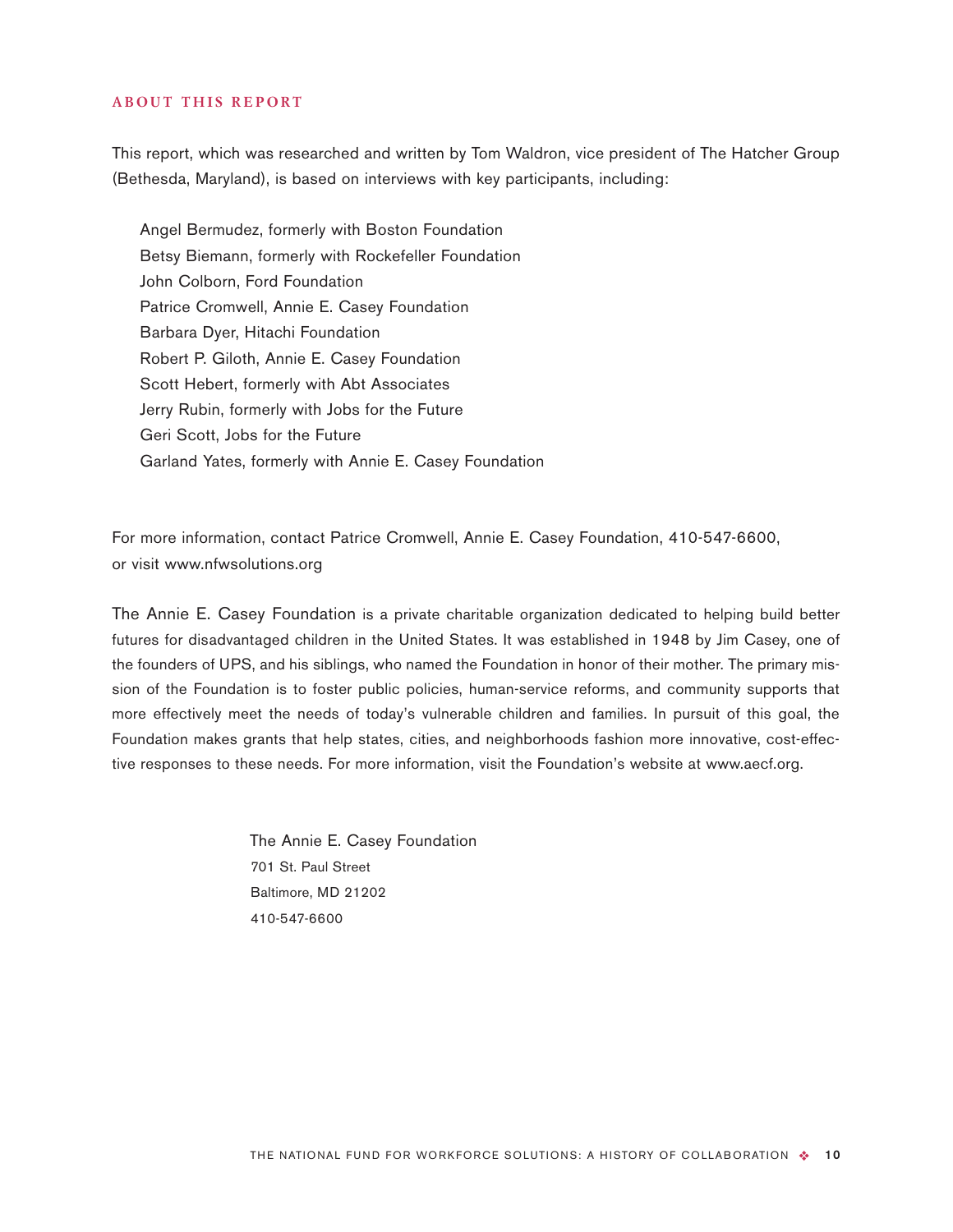## ABOUT THIS REPORT

This report, which was researched and written by Tom Waldron, vice president of The Hatcher Group (Bethesda, Maryland), is based on interviews with key participants, including:

Angel Bermudez, formerly with Boston Foundation
Betsy Biemann, formerly with Rockefeller Foundation
John Colborn, Ford Foundation
Patrice Cromwell, Annie E. Casey Foundation
Barbara Dyer, Hitachi Foundation
Robert P. Giloth, Annie E. Casey Foundation
Scott Hebert, formerly with Abt Associates
Jerry Rubin, formerly with Jobs for the Future
Geri Scott, Jobs for the Future
Garland Yates, formerly with Annie E. Casey Foundation

For more information, contact Patrice Cromwell, Annie E. Casey Foundation, 410-547-6600, or visit www.nfwsolutions.org

The Annie E. Casey Foundation is a private charitable organization dedicated to helping build better futures for disadvantaged children in the United States. It was established in 1948 by Jim Casey, one of the founders of UPS, and his siblings, who named the Foundation in honor of their mother. The primary mission of the Foundation is to foster public policies, human-service reforms, and community supports that more effectively meet the needs of today's vulnerable children and families. In pursuit of this goal, the Foundation makes grants that help states, cities, and neighborhoods fashion more innovative, cost-effective responses to these needs. For more information, visit the Foundation's website at www.aecf.org.

The Annie E. Casey Foundation
701 St. Paul Street
Baltimore, MD 21202
410-547-6600